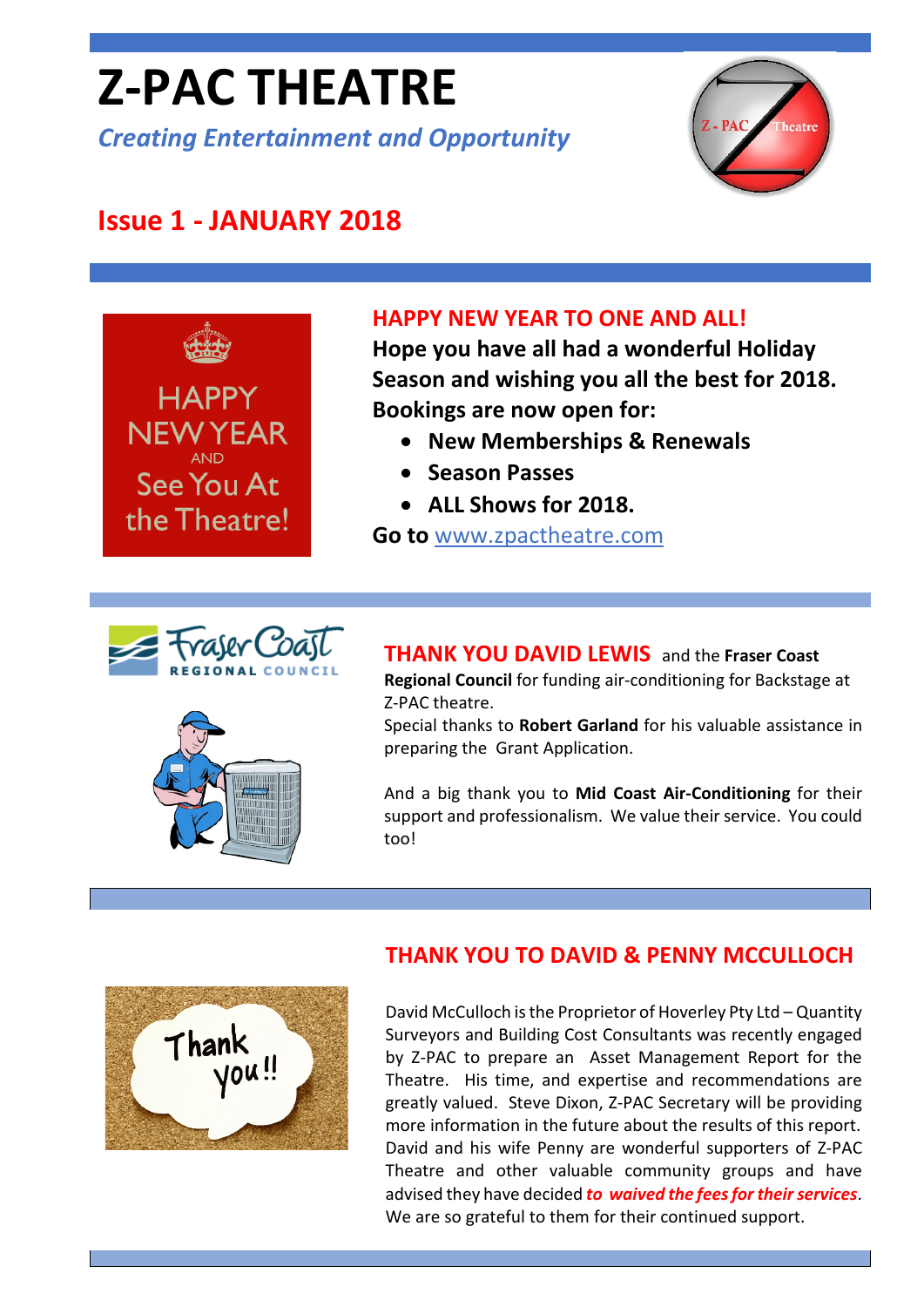# Z-PAC THEATRE

***Creating Entertainment and Opportunity***

## Issue 1 - JANUARY 2018

### HAPPY NEW YEAR TO ONE AND ALL!

**Hope you have all had a wonderful Holiday Season and wishing you all the best for 2018.**

**Bookings are now open for:**

- **New Memberships & Renewals**
- **Season Passes**
- **ALL Shows for 2018.**

**Go to** www.zpactheatre.com

### THANK YOU DAVID LEWIS

and the **Fraser Coast Regional Council** for funding air-conditioning for Backstage at Z-PAC theatre.

Special thanks to **Robert Garland** for his valuable assistance in preparing the Grant Application.

And a big thank you to **Mid Coast Air-Conditioning** for their support and professionalism. We value their service. You could too!

### THANK YOU TO DAVID & PENNY MCCULLOCH

David McCulloch is the Proprietor of Hoverley Pty Ltd – Quantity Surveyors and Building Cost Consultants was recently engaged by Z-PAC to prepare an Asset Management Report for the Theatre. His time, and expertise and recommendations are greatly valued. Steve Dixon, Z-PAC Secretary will be providing more information in the future about the results of this report. David and his wife Penny are wonderful supporters of Z-PAC Theatre and other valuable community groups and have advised they have decided ***to waived the fees for their services***. We are so grateful to them for their continued support.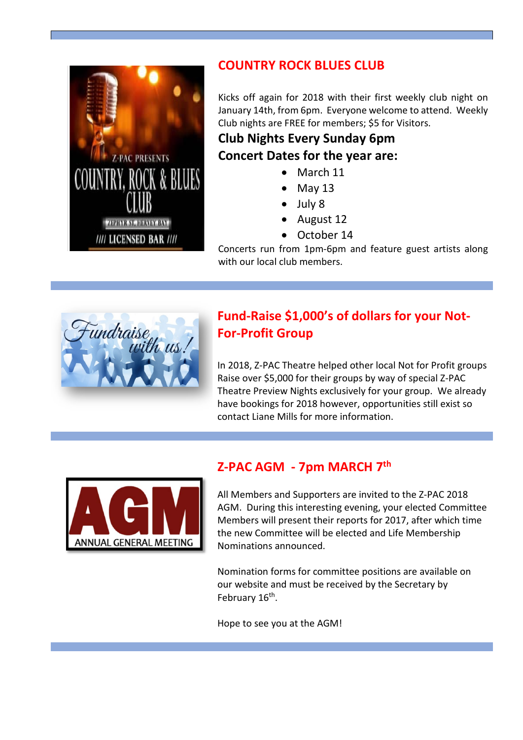## COUNTRY ROCK BLUES CLUB

Kicks off again for 2018 with their first weekly club night on January 14th, from 6pm. Everyone welcome to attend. Weekly Club nights are FREE for members; $5 for Visitors.

**Club Nights Every Sunday 6pm**

**Concert Dates for the year are:**

- March 11
- May 13
- July 8
- August 12
- October 14

Concerts run from 1pm-6pm and feature guest artists along with our local club members.

## Fund-Raise $1,000's of dollars for your Not-For-Profit Group

In 2018, Z-PAC Theatre helped other local Not for Profit groups Raise over $5,000 for their groups by way of special Z-PAC Theatre Preview Nights exclusively for your group. We already have bookings for 2018 however, opportunities still exist so contact Liane Mills for more information.

## Z-PAC AGM - 7pm MARCH 7th

All Members and Supporters are invited to the Z-PAC 2018 AGM. During this interesting evening, your elected Committee Members will present their reports for 2017, after which time the new Committee will be elected and Life Membership Nominations announced.

Nomination forms for committee positions are available on our website and must be received by the Secretary by February 16th.

Hope to see you at the AGM!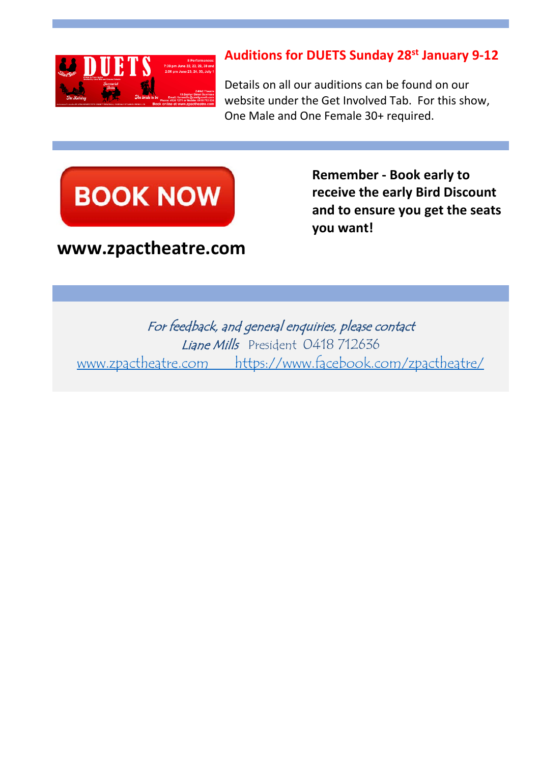## Auditions for DUETS Sunday 28st January 9-12

Details on all our auditions can be found on our website under the Get Involved Tab. For this show, One Male and One Female 30+ required.

BOOK NOW

**www.zpactheatre.com**

**Remember - Book early to receive the early Bird Discount and to ensure you get the seats you want!**

*For feedback, and general enquiries, please contact*

*Liane Mills* President 0418 712636

www.zpactheatre.com https://www.facebook.com/zpactheatre/